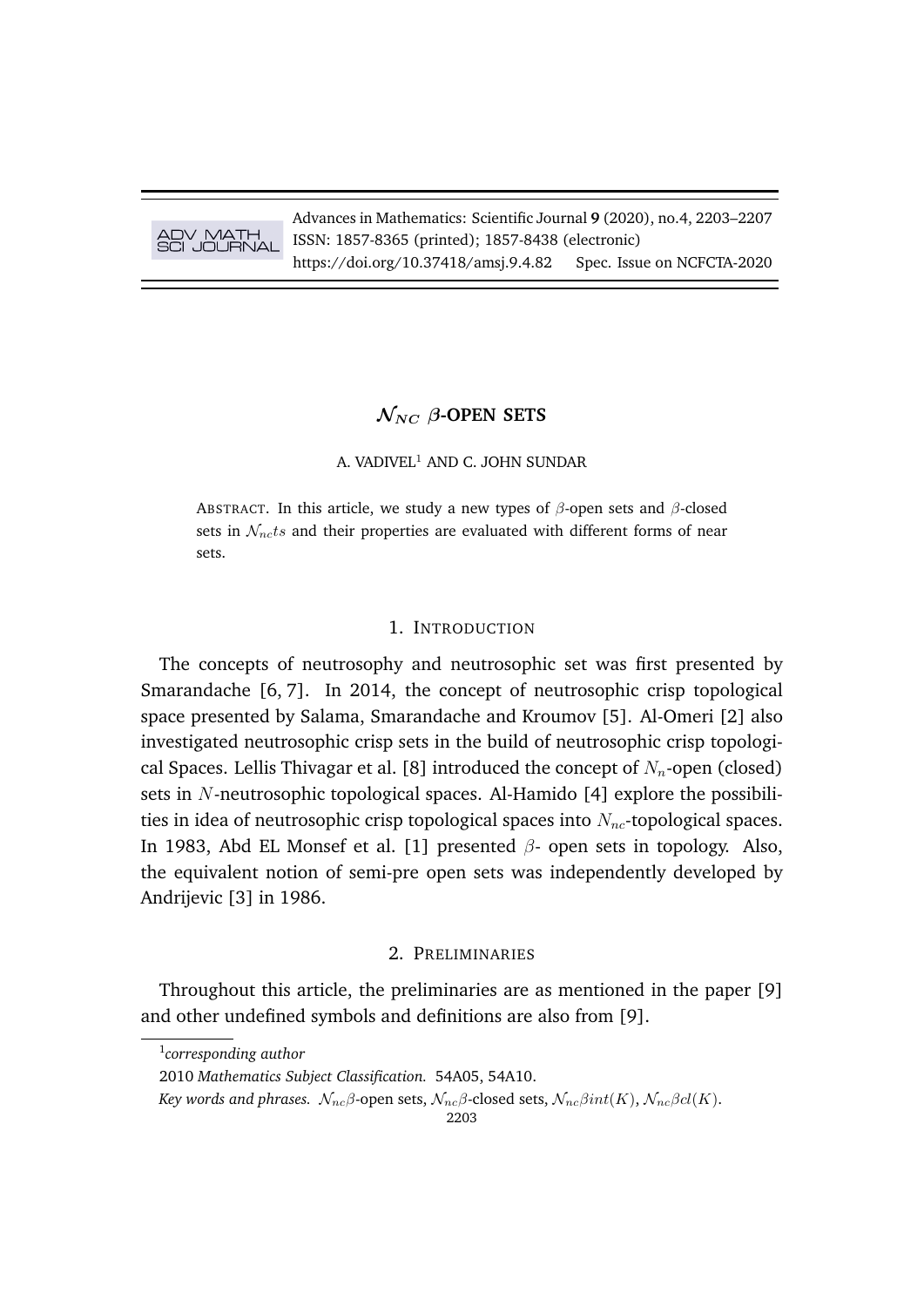# $\mathcal{N}_{NC}$ $\beta$-OPEN SETS

A. VADIVEL[1] AND C. JOHN SUNDAR

ABSTRACT. In this article, we study a new types of $\beta$-open sets and $\beta$-closed sets in $\mathcal{N}_{nc}ts$ and their properties are evaluated with different forms of near sets.

## 1. INTRODUCTION

The concepts of neutrosophy and neutrosophic set was first presented by Smarandache [6, 7]. In 2014, the concept of neutrosophic crisp topological space presented by Salama, Smarandache and Kroumov [5]. Al-Omeri [2] also investigated neutrosophic crisp sets in the build of neutrosophic crisp topological Spaces. Lellis Thivagar et al. [8] introduced the concept of $N_n$-open (closed) sets in $N$-neutrosophic topological spaces. Al-Hamido [4] explore the possibilities in idea of neutrosophic crisp topological spaces into $N_{nc}$-topological spaces. In 1983, Abd EL Monsef et al. [1] presented $\beta$- open sets in topology. Also, the equivalent notion of semi-pre open sets was independently developed by Andrijevic [3] in 1986.

## 2. PRELIMINARIES

Throughout this article, the preliminaries are as mentioned in the paper [9] and other undefined symbols and definitions are also from [9].

---

[1] *corresponding author*

2010 *Mathematics Subject Classification.* 54A05, 54A10.

*Key words and phrases.* $\mathcal{N}_{nc}\beta$-open sets, $\mathcal{N}_{nc}\beta$-closed sets, $\mathcal{N}_{nc}\beta int(K)$, $\mathcal{N}_{nc}\beta cl(K)$.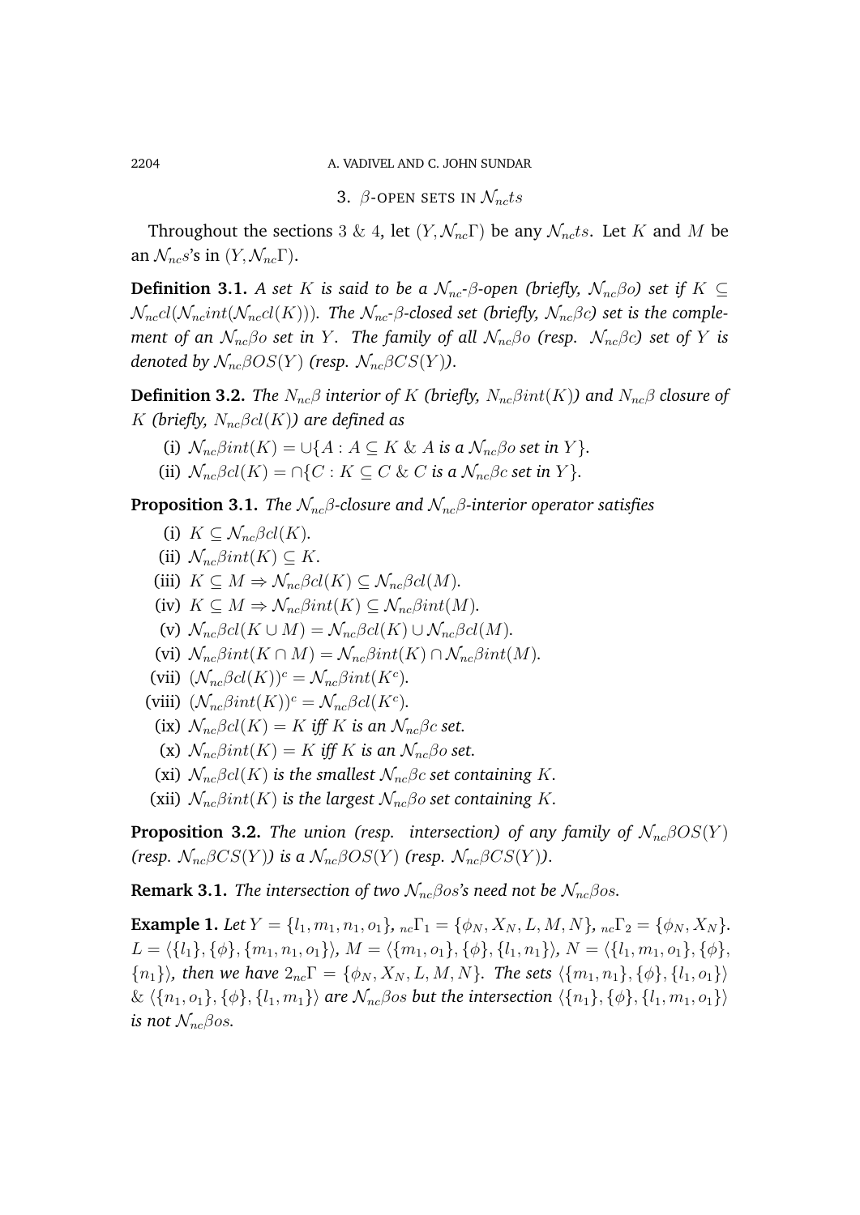## 3. $\beta$-OPEN SETS IN $\mathcal{N}_{nc}ts$

Throughout the sections 3 & 4, let $(Y, \mathcal{N}_{nc}\Gamma)$ be any $\mathcal{N}_{nc}ts$. Let $K$ and $M$ be an $\mathcal{N}_{nc}s$'s in $(Y, \mathcal{N}_{nc}\Gamma)$.

**Definition 3.1.** *A set $K$ is said to be a $\mathcal{N}_{nc}$-$\beta$-open (briefly, $\mathcal{N}_{nc}\beta o$) set if $K \subseteq \mathcal{N}_{nc}cl(\mathcal{N}_{nc}int(\mathcal{N}_{nc}cl(K)))$. The $\mathcal{N}_{nc}$-$\beta$-closed set (briefly, $\mathcal{N}_{nc}\beta c$) set is the complement of an $\mathcal{N}_{nc}\beta o$ set in $Y$. The family of all $\mathcal{N}_{nc}\beta o$ (resp. $\mathcal{N}_{nc}\beta c$) set of $Y$ is denoted by $\mathcal{N}_{nc}\beta OS(Y)$ (resp. $\mathcal{N}_{nc}\beta CS(Y)$).*

**Definition 3.2.** *The $N_{nc}\beta$ interior of $K$ (briefly, $N_{nc}\beta int(K)$) and $N_{nc}\beta$ closure of $K$ (briefly, $N_{nc}\beta cl(K)$) are defined as*

(i) $\mathcal{N}_{nc}\beta int(K) = \cup\{A : A \subseteq K \;\&\; A$ *is a* $\mathcal{N}_{nc}\beta o$ *set in* $Y\}$.

(ii) $\mathcal{N}_{nc}\beta cl(K) = \cap\{C : K \subseteq C \;\&\; C$ *is a* $\mathcal{N}_{nc}\beta c$ *set in* $Y\}$.

**Proposition 3.1.** *The $\mathcal{N}_{nc}\beta$-closure and $\mathcal{N}_{nc}\beta$-interior operator satisfies*

(i) $K \subseteq \mathcal{N}_{nc}\beta cl(K)$.

(ii) $\mathcal{N}_{nc}\beta int(K) \subseteq K$.

(iii) $K \subseteq M \Rightarrow \mathcal{N}_{nc}\beta cl(K) \subseteq \mathcal{N}_{nc}\beta cl(M)$.

(iv) $K \subseteq M \Rightarrow \mathcal{N}_{nc}\beta int(K) \subseteq \mathcal{N}_{nc}\beta int(M)$.

(v) $\mathcal{N}_{nc}\beta cl(K \cup M) = \mathcal{N}_{nc}\beta cl(K) \cup \mathcal{N}_{nc}\beta cl(M)$.

(vi) $\mathcal{N}_{nc}\beta int(K \cap M) = \mathcal{N}_{nc}\beta int(K) \cap \mathcal{N}_{nc}\beta int(M)$.

(vii) $(\mathcal{N}_{nc}\beta cl(K))^c = \mathcal{N}_{nc}\beta int(K^c)$.

(viii) $(\mathcal{N}_{nc}\beta int(K))^c = \mathcal{N}_{nc}\beta cl(K^c)$.

(ix) $\mathcal{N}_{nc}\beta cl(K) = K$ *iff* $K$ *is an* $\mathcal{N}_{nc}\beta c$ *set.*

(x) $\mathcal{N}_{nc}\beta int(K) = K$ *iff* $K$ *is an* $\mathcal{N}_{nc}\beta o$ *set.*

(xi) $\mathcal{N}_{nc}\beta cl(K)$ *is the smallest* $\mathcal{N}_{nc}\beta c$ *set containing* $K$.

(xii) $\mathcal{N}_{nc}\beta int(K)$ *is the largest* $\mathcal{N}_{nc}\beta o$ *set containing* $K$.

**Proposition 3.2.** *The union (resp. intersection) of any family of $\mathcal{N}_{nc}\beta OS(Y)$ (resp. $\mathcal{N}_{nc}\beta CS(Y)$) is a $\mathcal{N}_{nc}\beta OS(Y)$ (resp. $\mathcal{N}_{nc}\beta CS(Y)$).*

**Remark 3.1.** *The intersection of two $\mathcal{N}_{nc}\beta os$'s need not be $\mathcal{N}_{nc}\beta os$.*

**Example 1.** *Let $Y = \{l_1, m_1, n_1, o_1\}$, ${}_{nc}\Gamma_1 = \{\phi_N, X_N, L, M, N\}$, ${}_{nc}\Gamma_2 = \{\phi_N, X_N\}$. $L = \langle\{l_1\}, \{\phi\}, \{m_1, n_1, o_1\}\rangle$, $M = \langle\{m_1, o_1\}, \{\phi\}, \{l_1, n_1\}\rangle$, $N = \langle\{l_1, m_1, o_1\}, \{\phi\}, \{n_1\}\rangle$, then we have $2_{nc}\Gamma = \{\phi_N, X_N, L, M, N\}$. The sets $\langle\{m_1, n_1\}, \{\phi\}, \{l_1, o_1\}\rangle$ & $\langle\{n_1, o_1\}, \{\phi\}, \{l_1, m_1\}\rangle$ are $\mathcal{N}_{nc}\beta os$ but the intersection $\langle\{n_1\}, \{\phi\}, \{l_1, m_1, o_1\}\rangle$ is not $\mathcal{N}_{nc}\beta os$.*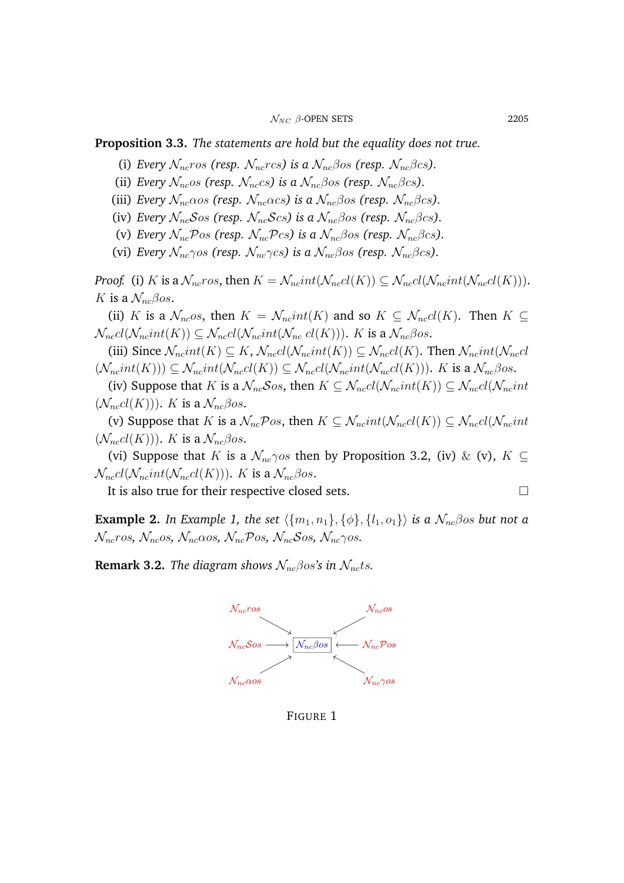**Proposition 3.3.** *The statements are hold but the equality does not true.*

(i) *Every $\mathcal{N}_{nc}ros$ (resp. $\mathcal{N}_{nc}rcs$) is a $\mathcal{N}_{nc}\beta os$ (resp. $\mathcal{N}_{nc}\beta cs$).*

(ii) *Every $\mathcal{N}_{nc}os$ (resp. $\mathcal{N}_{nc}cs$) is a $\mathcal{N}_{nc}\beta os$ (resp. $\mathcal{N}_{nc}\beta cs$).*

(iii) *Every $\mathcal{N}_{nc}\alpha os$ (resp. $\mathcal{N}_{nc}\alpha cs$) is a $\mathcal{N}_{nc}\beta os$ (resp. $\mathcal{N}_{nc}\beta cs$).*

(iv) *Every $\mathcal{N}_{nc}\mathcal{S}os$ (resp. $\mathcal{N}_{nc}\mathcal{S}cs$) is a $\mathcal{N}_{nc}\beta os$ (resp. $\mathcal{N}_{nc}\beta cs$).*

(v) *Every $\mathcal{N}_{nc}\mathcal{P}os$ (resp. $\mathcal{N}_{nc}\mathcal{P}cs$) is a $\mathcal{N}_{nc}\beta os$ (resp. $\mathcal{N}_{nc}\beta cs$).*

(vi) *Every $\mathcal{N}_{nc}\gamma os$ (resp. $\mathcal{N}_{nc}\gamma cs$) is a $\mathcal{N}_{nc}\beta os$ (resp. $\mathcal{N}_{nc}\beta cs$).*

*Proof.* (i) $K$ is a $\mathcal{N}_{nc}ros$, then $K = \mathcal{N}_{nc}int(\mathcal{N}_{nc}cl(K)) \subseteq \mathcal{N}_{nc}cl(\mathcal{N}_{nc}int(\mathcal{N}_{nc}cl(K)))$. $K$ is a $\mathcal{N}_{nc}\beta os$.

(ii) $K$ is a $\mathcal{N}_{nc}os$, then $K = \mathcal{N}_{nc}int(K)$ and so $K \subseteq \mathcal{N}_{nc}cl(K)$. Then $K \subseteq \mathcal{N}_{nc}cl(\mathcal{N}_{nc}int(K)) \subseteq \mathcal{N}_{nc}cl(\mathcal{N}_{nc}int(\mathcal{N}_{nc}\ cl(K)))$. $K$ is a $\mathcal{N}_{nc}\beta os$.

(iii) Since $\mathcal{N}_{nc}int(K) \subseteq K$, $\mathcal{N}_{nc}cl(\mathcal{N}_{nc}int(K)) \subseteq \mathcal{N}_{nc}cl(K)$. Then $\mathcal{N}_{nc}int(\mathcal{N}_{nc}cl(\mathcal{N}_{nc}int(K))) \subseteq \mathcal{N}_{nc}int(\mathcal{N}_{nc}cl(K)) \subseteq \mathcal{N}_{nc}cl(\mathcal{N}_{nc}int(\mathcal{N}_{nc}cl(K)))$. $K$ is a $\mathcal{N}_{nc}\beta os$.

(iv) Suppose that $K$ is a $\mathcal{N}_{nc}\mathcal{S}os$, then $K \subseteq \mathcal{N}_{nc}cl(\mathcal{N}_{nc}int(K)) \subseteq \mathcal{N}_{nc}cl(\mathcal{N}_{nc}int(\mathcal{N}_{nc}cl(K)))$. $K$ is a $\mathcal{N}_{nc}\beta os$.

(v) Suppose that $K$ is a $\mathcal{N}_{nc}\mathcal{P}os$, then $K \subseteq \mathcal{N}_{nc}int(\mathcal{N}_{nc}cl(K)) \subseteq \mathcal{N}_{nc}cl(\mathcal{N}_{nc}int(\mathcal{N}_{nc}cl(K)))$. $K$ is a $\mathcal{N}_{nc}\beta os$.

(vi) Suppose that $K$ is a $\mathcal{N}_{nc}\gamma os$ then by Proposition 3.2, (iv) & (v), $K \subseteq \mathcal{N}_{nc}cl(\mathcal{N}_{nc}int(\mathcal{N}_{nc}cl(K)))$. $K$ is a $\mathcal{N}_{nc}\beta os$.

It is also true for their respective closed sets. □

**Example 2.** *In Example 1, the set $\langle\{m_1, n_1\}, \{\phi\}, \{l_1, o_1\}\rangle$ is a $\mathcal{N}_{nc}\beta os$ but not a $\mathcal{N}_{nc}ros$, $\mathcal{N}_{nc}os$, $\mathcal{N}_{nc}\alpha os$, $\mathcal{N}_{nc}\mathcal{P}os$, $\mathcal{N}_{nc}\mathcal{S}os$, $\mathcal{N}_{nc}\gamma os$.*

**Remark 3.2.** *The diagram shows $\mathcal{N}_{nc}\beta os$'s in $\mathcal{N}_{nc}ts$.*

$\mathcal{N}_{nc}ros$ → $\mathcal{N}_{nc}\beta os$ ← $\mathcal{N}_{nc}os$

$\mathcal{N}_{nc}\mathcal{S}os$ → $\mathcal{N}_{nc}\beta os$ ← $\mathcal{N}_{nc}\mathcal{P}os$

$\mathcal{N}_{nc}\alpha os$ → $\mathcal{N}_{nc}\beta os$ ← $\mathcal{N}_{nc}\gamma os$

FIGURE 1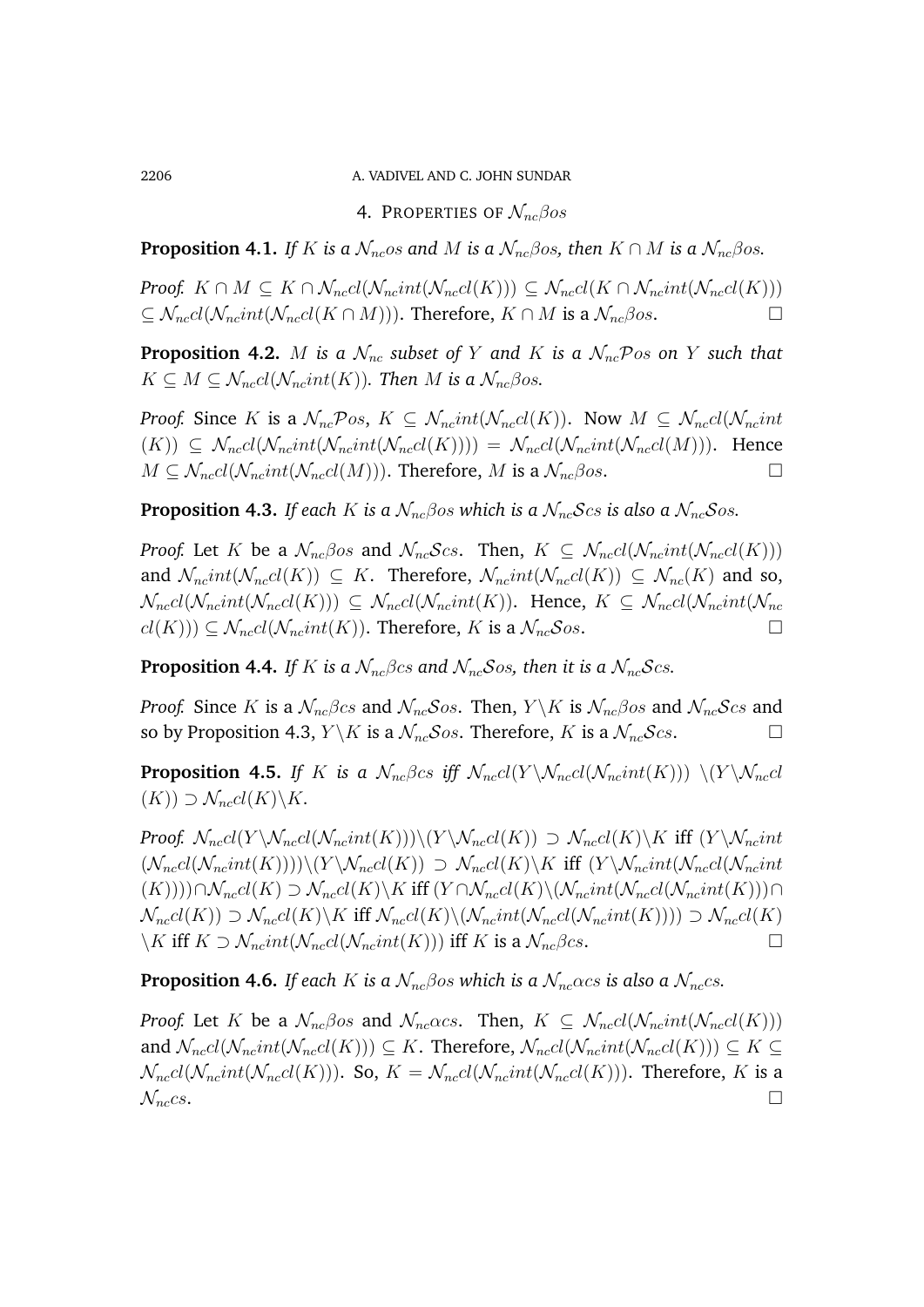## 4. PROPERTIES OF $\mathcal{N}_{nc}\beta os$

**Proposition 4.1.** *If $K$ is a $\mathcal{N}_{nc}os$ and $M$ is a $\mathcal{N}_{nc}\beta os$, then $K \cap M$ is a $\mathcal{N}_{nc}\beta os$.*

*Proof.* $K \cap M \subseteq K \cap \mathcal{N}_{nc}cl(\mathcal{N}_{nc}int(\mathcal{N}_{nc}cl(K))) \subseteq \mathcal{N}_{nc}cl(K \cap \mathcal{N}_{nc}int(\mathcal{N}_{nc}cl(K)))$ $\subseteq \mathcal{N}_{nc}cl(\mathcal{N}_{nc}int(\mathcal{N}_{nc}cl(K \cap M)))$. Therefore, $K \cap M$ is a $\mathcal{N}_{nc}\beta os$. □

**Proposition 4.2.** *$M$ is a $\mathcal{N}_{nc}$ subset of $Y$ and $K$ is a $\mathcal{N}_{nc}\mathcal{P}os$ on $Y$ such that $K \subseteq M \subseteq \mathcal{N}_{nc}cl(\mathcal{N}_{nc}int(K))$. Then $M$ is a $\mathcal{N}_{nc}\beta os$.*

*Proof.* Since $K$ is a $\mathcal{N}_{nc}\mathcal{P}os$, $K \subseteq \mathcal{N}_{nc}int(\mathcal{N}_{nc}cl(K))$. Now $M \subseteq \mathcal{N}_{nc}cl(\mathcal{N}_{nc}int(K)) \subseteq \mathcal{N}_{nc}cl(\mathcal{N}_{nc}int(\mathcal{N}_{nc}int(\mathcal{N}_{nc}cl(K)))) = \mathcal{N}_{nc}cl(\mathcal{N}_{nc}int(\mathcal{N}_{nc}cl(M)))$. Hence $M \subseteq \mathcal{N}_{nc}cl(\mathcal{N}_{nc}int(\mathcal{N}_{nc}cl(M)))$. Therefore, $M$ is a $\mathcal{N}_{nc}\beta os$. □

**Proposition 4.3.** *If each $K$ is a $\mathcal{N}_{nc}\beta os$ which is a $\mathcal{N}_{nc}\mathcal{S}cs$ is also a $\mathcal{N}_{nc}\mathcal{S}os$.*

*Proof.* Let $K$ be a $\mathcal{N}_{nc}\beta os$ and $\mathcal{N}_{nc}\mathcal{S}cs$. Then, $K \subseteq \mathcal{N}_{nc}cl(\mathcal{N}_{nc}int(\mathcal{N}_{nc}cl(K)))$ and $\mathcal{N}_{nc}int(\mathcal{N}_{nc}cl(K)) \subseteq K$. Therefore, $\mathcal{N}_{nc}int(\mathcal{N}_{nc}cl(K)) \subseteq \mathcal{N}_{nc}(K)$ and so, $\mathcal{N}_{nc}cl(\mathcal{N}_{nc}int(\mathcal{N}_{nc}cl(K))) \subseteq \mathcal{N}_{nc}cl(\mathcal{N}_{nc}int(K))$. Hence, $K \subseteq \mathcal{N}_{nc}cl(\mathcal{N}_{nc}int(\mathcal{N}_{nc}cl(K))) \subseteq \mathcal{N}_{nc}cl(\mathcal{N}_{nc}int(K))$. Therefore, $K$ is a $\mathcal{N}_{nc}\mathcal{S}os$. □

**Proposition 4.4.** *If $K$ is a $\mathcal{N}_{nc}\beta cs$ and $\mathcal{N}_{nc}\mathcal{S}os$, then it is a $\mathcal{N}_{nc}\mathcal{S}cs$.*

*Proof.* Since $K$ is a $\mathcal{N}_{nc}\beta cs$ and $\mathcal{N}_{nc}\mathcal{S}os$. Then, $Y\backslash K$ is $\mathcal{N}_{nc}\beta os$ and $\mathcal{N}_{nc}\mathcal{S}cs$ and so by Proposition 4.3, $Y\backslash K$ is a $\mathcal{N}_{nc}\mathcal{S}os$. Therefore, $K$ is a $\mathcal{N}_{nc}\mathcal{S}cs$. □

**Proposition 4.5.** *If $K$ is a $\mathcal{N}_{nc}\beta cs$ iff $\mathcal{N}_{nc}cl(Y\backslash\mathcal{N}_{nc}cl(\mathcal{N}_{nc}int(K)))\ \backslash(Y\backslash\mathcal{N}_{nc}cl(K)) \supset \mathcal{N}_{nc}cl(K)\backslash K$.*

*Proof.* $\mathcal{N}_{nc}cl(Y\backslash\mathcal{N}_{nc}cl(\mathcal{N}_{nc}int(K)))\backslash(Y\backslash\mathcal{N}_{nc}cl(K)) \supset \mathcal{N}_{nc}cl(K)\backslash K$ iff $(Y\backslash\mathcal{N}_{nc}int(\mathcal{N}_{nc}cl(\mathcal{N}_{nc}int(K))))\backslash(Y\backslash\mathcal{N}_{nc}cl(K)) \supset \mathcal{N}_{nc}cl(K)\backslash K$ iff $(Y\backslash\mathcal{N}_{nc}int(\mathcal{N}_{nc}cl(\mathcal{N}_{nc}int(K))))\cap\mathcal{N}_{nc}cl(K) \supset \mathcal{N}_{nc}cl(K)\backslash K$ iff $(Y\cap\mathcal{N}_{nc}cl(K)\backslash(\mathcal{N}_{nc}int(\mathcal{N}_{nc}cl(\mathcal{N}_{nc}int(K)))\cap\mathcal{N}_{nc}cl(K)) \supset \mathcal{N}_{nc}cl(K)\backslash K$ iff $\mathcal{N}_{nc}cl(K)\backslash(\mathcal{N}_{nc}int(\mathcal{N}_{nc}cl(\mathcal{N}_{nc}int(K)))) \supset \mathcal{N}_{nc}cl(K)\backslash K$ iff $K \supset \mathcal{N}_{nc}int(\mathcal{N}_{nc}cl(\mathcal{N}_{nc}int(K)))$ iff $K$ is a $\mathcal{N}_{nc}\beta cs$. □

**Proposition 4.6.** *If each $K$ is a $\mathcal{N}_{nc}\beta os$ which is a $\mathcal{N}_{nc}\alpha cs$ is also a $\mathcal{N}_{nc}cs$.*

*Proof.* Let $K$ be a $\mathcal{N}_{nc}\beta os$ and $\mathcal{N}_{nc}\alpha cs$. Then, $K \subseteq \mathcal{N}_{nc}cl(\mathcal{N}_{nc}int(\mathcal{N}_{nc}cl(K)))$ and $\mathcal{N}_{nc}cl(\mathcal{N}_{nc}int(\mathcal{N}_{nc}cl(K))) \subseteq K$. Therefore, $\mathcal{N}_{nc}cl(\mathcal{N}_{nc}int(\mathcal{N}_{nc}cl(K))) \subseteq K \subseteq \mathcal{N}_{nc}cl(\mathcal{N}_{nc}int(\mathcal{N}_{nc}cl(K)))$. So, $K = \mathcal{N}_{nc}cl(\mathcal{N}_{nc}int(\mathcal{N}_{nc}cl(K)))$. Therefore, $K$ is a $\mathcal{N}_{nc}cs$. □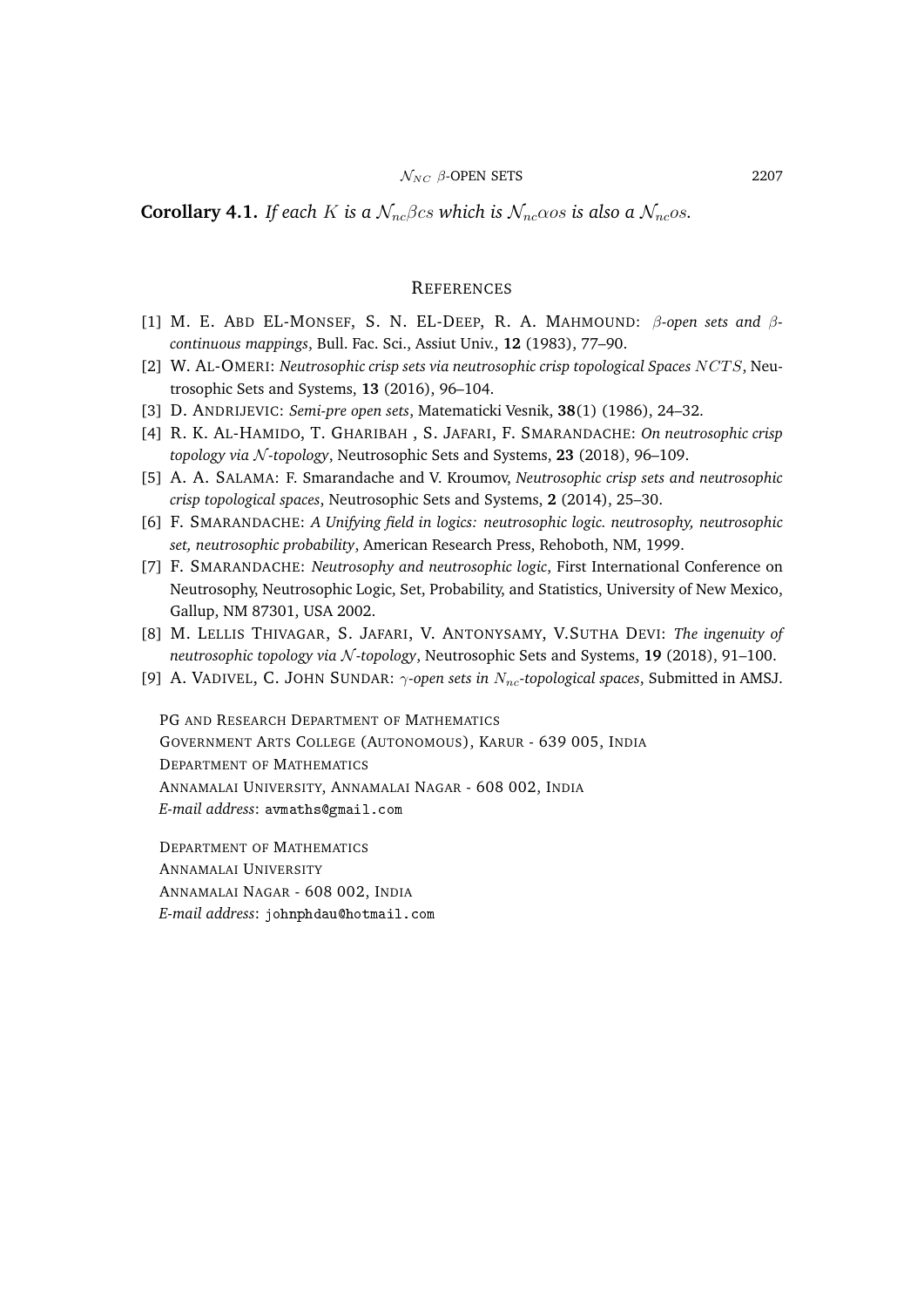**Corollary 4.1.** *If each $K$ is a $\mathcal{N}_{nc}\beta cs$ which is $\mathcal{N}_{nc}\alpha os$ is also a $\mathcal{N}_{nc}os$.*

## References

[1] M. E. Abd El-Monsef, S. N. El-Deep, R. A. Mahmoud: *$\beta$-open sets and $\beta$-continuous mappings*, Bull. Fac. Sci., Assiut Univ., **12** (1983), 77–90.

[2] W. Al-Omeri: *Neutrosophic crisp sets via neutrosophic crisp topological Spaces $NCTS$*, Neutrosophic Sets and Systems, **13** (2016), 96–104.

[3] D. Andrijevic: *Semi-pre open sets*, Matematicki Vesnik, **38**(1) (1986), 24–32.

[4] R. K. Al-Hamido, T. Gharibah , S. Jafari, F. Smarandache: *On neutrosophic crisp topology via $\mathcal{N}$-topology*, Neutrosophic Sets and Systems, **23** (2018), 96–109.

[5] A. A. Salama: F. Smarandache and V. Kroumov, *Neutrosophic crisp sets and neutrosophic crisp topological spaces*, Neutrosophic Sets and Systems, **2** (2014), 25–30.

[6] F. Smarandache: *A Unifying field in logics: neutrosophic logic. neutrosophy, neutrosophic set, neutrosophic probability*, American Research Press, Rehoboth, NM, 1999.

[7] F. Smarandache: *Neutrosophy and neutrosophic logic*, First International Conference on Neutrosophy, Neutrosophic Logic, Set, Probability, and Statistics, University of New Mexico, Gallup, NM 87301, USA 2002.

[8] M. Lellis Thivagar, S. Jafari, V. Antonysamy, V.Sutha Devi: *The ingenuity of neutrosophic topology via $\mathcal{N}$-topology*, Neutrosophic Sets and Systems, **19** (2018), 91–100.

[9] A. Vadivel, C. John Sundar: *$\gamma$-open sets in $N_{nc}$-topological spaces*, Submitted in AMSJ.

PG and Research Department of Mathematics
Government Arts College (Autonomous), Karur - 639 005, India
Department of Mathematics
Annamalai University, Annamalai Nagar - 608 002, India
*E-mail address*: avmaths@gmail.com

Department of Mathematics
Annamalai University
Annamalai Nagar - 608 002, India
*E-mail address*: johnphdau@hotmail.com